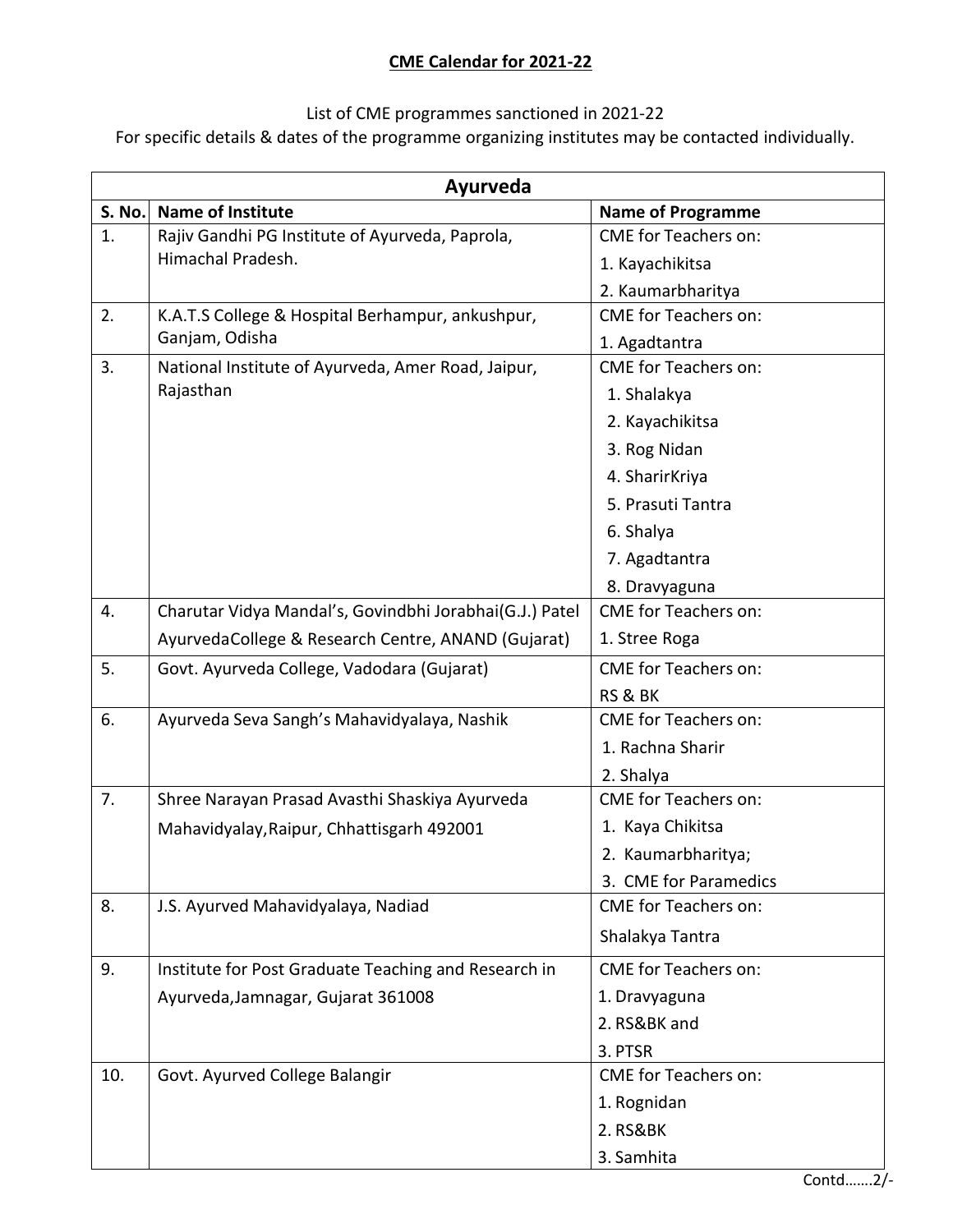# CME Calendar for 2021-22

List of CME programmes sanctioned in 2021-22
For specific details & dates of the programme organizing institutes may be contacted individually.

| Ayurveda | | |
|---|---|---|
| **S. No.** | **Name of Institute** | **Name of Programme** |
| 1. | Rajiv Gandhi PG Institute of Ayurveda, Paprola, Himachal Pradesh. | CME for Teachers on:<br>1. Kayachikitsa<br>2. Kaumarbharitya |
| 2. | K.A.T.S College & Hospital Berhampur, ankushpur, Ganjam, Odisha | CME for Teachers on:<br>1. Agadtantra |
| 3. | National Institute of Ayurveda, Amer Road, Jaipur, Rajasthan | CME for Teachers on:<br>1. Shalakya<br>2. Kayachikitsa<br>3. Rog Nidan<br>4. SharirKriya<br>5. Prasuti Tantra<br>6. Shalya<br>7. Agadtantra<br>8. Dravyaguna |
| 4. | Charutar Vidya Mandal's, Govindbhi Jorabhai(G.J.) Patel AyurvedaCollege & Research Centre, ANAND (Gujarat) | CME for Teachers on:<br>1. Stree Roga |
| 5. | Govt. Ayurveda College, Vadodara (Gujarat) | CME for Teachers on:<br>RS & BK |
| 6. | Ayurveda Seva Sangh's Mahavidyalaya, Nashik | CME for Teachers on:<br>1. Rachna Sharir<br>2. Shalya |
| 7. | Shree Narayan Prasad Avasthi Shaskiya Ayurveda Mahavidyalay,Raipur, Chhattisgarh 492001 | CME for Teachers on:<br>1. Kaya Chikitsa<br>2. Kaumarbharitya;<br>3. CME for Paramedics |
| 8. | J.S. Ayurved Mahavidyalaya, Nadiad | CME for Teachers on:<br>Shalakya Tantra |
| 9. | Institute for Post Graduate Teaching and Research in Ayurveda,Jamnagar, Gujarat 361008 | CME for Teachers on:<br>1. Dravyaguna<br>2. RS&BK and<br>3. PTSR |
| 10. | Govt. Ayurved College Balangir | CME for Teachers on:<br>1. Rognidan<br>2. RS&BK<br>3. Samhita |

Contd…….2/-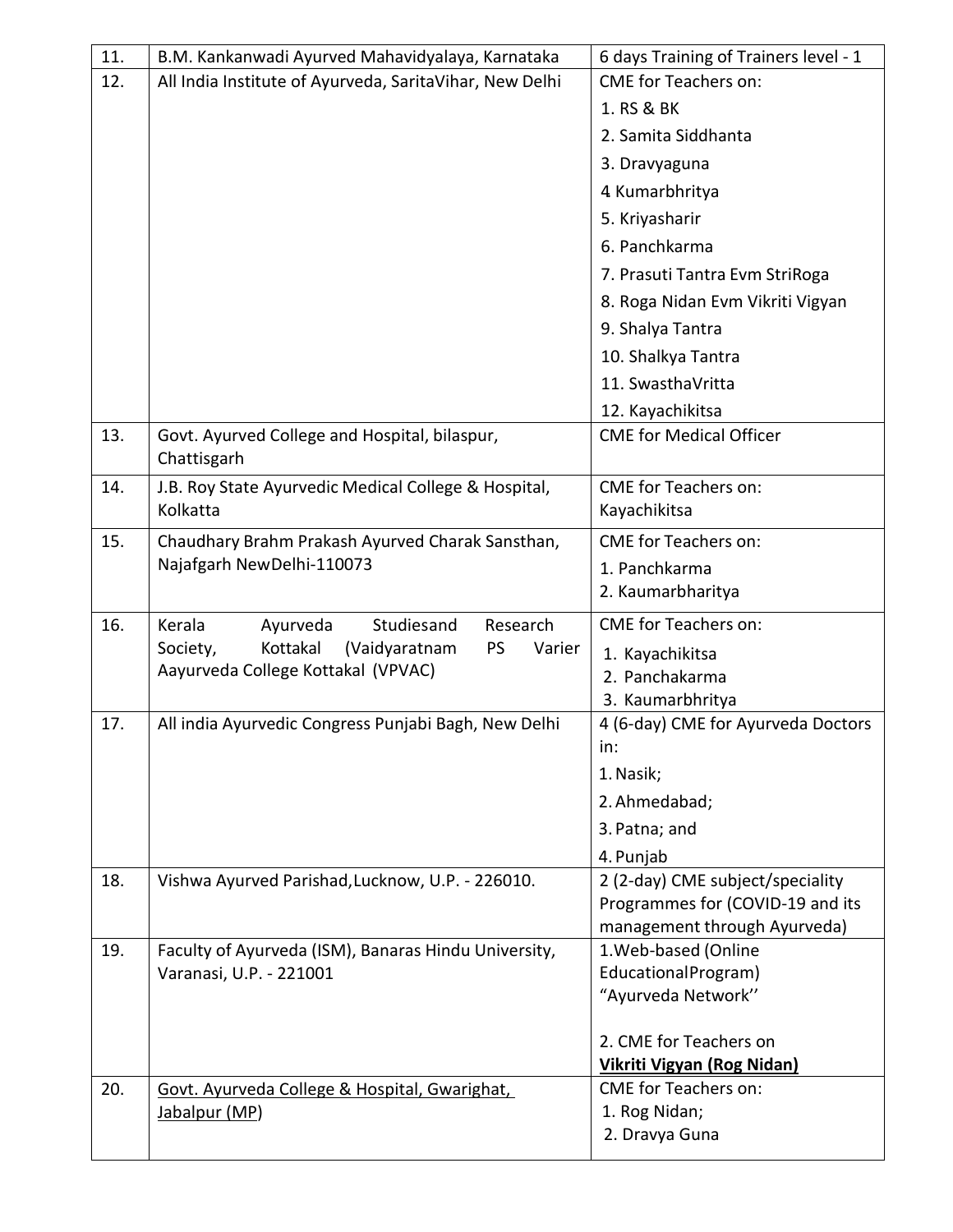| 11. | B.M. Kankanwadi Ayurved Mahavidyalaya, Karnataka | 6 days Training of Trainers level - 1 |
|---|---|---|
| 12. | All India Institute of Ayurveda, SaritaVihar, New Delhi | CME for Teachers on:<br>1. RS & BK<br>2. Samita Siddhanta<br>3. Dravyaguna<br>4 Kumarbhritya<br>5. Kriyasharir<br>6. Panchkarma<br>7. Prasuti Tantra Evm StriRoga<br>8. Roga Nidan Evm Vikriti Vigyan<br>9. Shalya Tantra<br>10. Shalkya Tantra<br>11. SwasthaVritta<br>12. Kayachikitsa |
| 13. | Govt. Ayurved College and Hospital, bilaspur, Chattisgarh | CME for Medical Officer |
| 14. | J.B. Roy State Ayurvedic Medical College & Hospital, Kolkatta | CME for Teachers on:<br>Kayachikitsa |
| 15. | Chaudhary Brahm Prakash Ayurved Charak Sansthan, Najafgarh NewDelhi-110073 | CME for Teachers on:<br>1. Panchkarma<br>2. Kaumarbharitya |
| 16. | Kerala Ayurveda Studiesand Research Society, Kottakal (Vaidyaratnam PS Varier Aayurveda College Kottakal (VPVAC) | CME for Teachers on:<br>1. Kayachikitsa<br>2. Panchakarma<br>3. Kaumarbhritya |
| 17. | All india Ayurvedic Congress Punjabi Bagh, New Delhi | 4 (6-day) CME for Ayurveda Doctors in:<br>1. Nasik;<br>2. Ahmedabad;<br>3. Patna; and<br>4. Punjab |
| 18. | Vishwa Ayurved Parishad,Lucknow, U.P. - 226010. | 2 (2-day) CME subject/speciality Programmes for (COVID-19 and its management through Ayurveda) |
| 19. | Faculty of Ayurveda (ISM), Banaras Hindu University, Varanasi, U.P. - 221001 | 1.Web-based (Online EducationalProgram) “Ayurveda Network’’<br><br>2. CME for Teachers on **Vikriti Vigyan (Rog Nidan)** |
| 20. | Govt. Ayurveda College & Hospital, Gwarighat, Jabalpur (MP) | CME for Teachers on:<br>1. Rog Nidan;<br>2. Dravya Guna |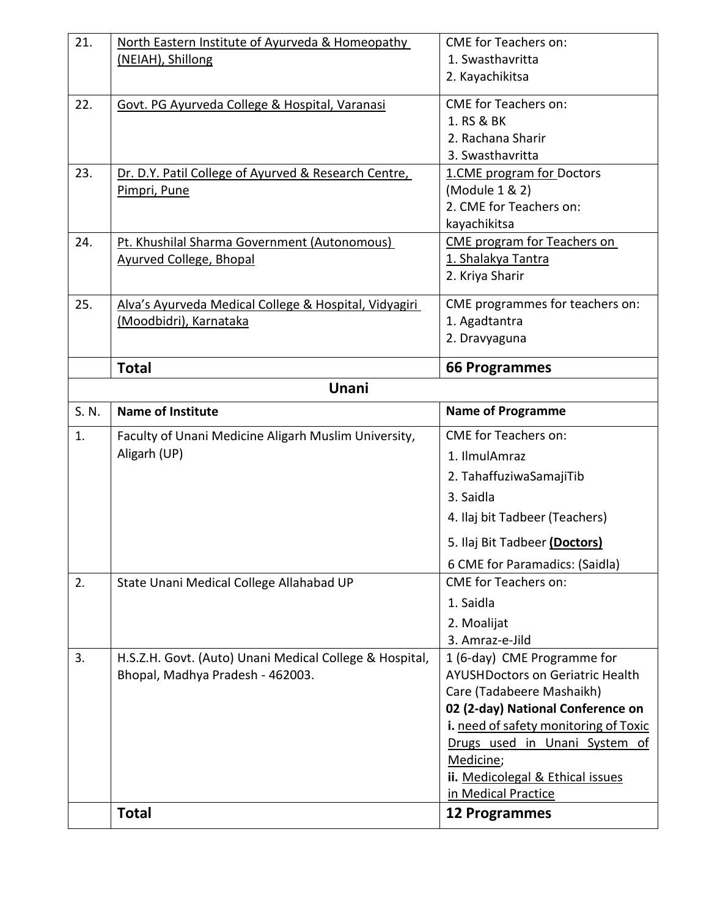| | | |
|---|---|---|
| 21. | North Eastern Institute of Ayurveda & Homeopathy (NEIAH), Shillong | CME for Teachers on:<br>1. Swasthavritta<br>2. Kayachikitsa |
| 22. | Govt. PG Ayurveda College & Hospital, Varanasi | CME for Teachers on:<br>1. RS & BK<br>2. Rachana Sharir<br>3. Swasthavritta |
| 23. | Dr. D.Y. Patil College of Ayurved & Research Centre, Pimpri, Pune | 1.CME program for Doctors (Module 1 & 2)<br>2. CME for Teachers on: kayachikitsa |
| 24. | Pt. Khushilal Sharma Government (Autonomous) Ayurved College, Bhopal | CME program for Teachers on<br>1. Shalakya Tantra<br>2. Kriya Sharir |
| 25. | Alva's Ayurveda Medical College & Hospital, Vidyagiri (Moodbidri), Karnataka | CME programmes for teachers on:<br>1. Agadtantra<br>2. Dravyaguna |
| | **Total** | **66 Programmes** |

## Unani

| S. N. | Name of Institute | Name of Programme |
|---|---|---|
| 1. | Faculty of Unani Medicine Aligarh Muslim University, Aligarh (UP) | CME for Teachers on:<br>1. IlmulAmraz<br>2. TahaffuziwaSamajiTib<br>3. Saidla<br>4. Ilaj bit Tadbeer (Teachers)<br>5. Ilaj Bit Tadbeer **(Doctors)**<br>6 CME for Paramadics: (Saidla) |
| 2. | State Unani Medical College Allahabad UP | CME for Teachers on:<br>1. Saidla<br>2. Moalijat<br>3. Amraz-e-Jild |
| 3. | H.S.Z.H. Govt. (Auto) Unani Medical College & Hospital, Bhopal, Madhya Pradesh - 462003. | 1 (6-day) CME Programme for AYUSHDoctors on Geriatric Health Care (Tadabeere Mashaikh)<br>**02 (2-day) National Conference on**<br>**i.** need of safety monitoring of Toxic Drugs used in Unani System of Medicine;<br>**ii.** Medicolegal & Ethical issues in Medical Practice |
| | **Total** | **12 Programmes** |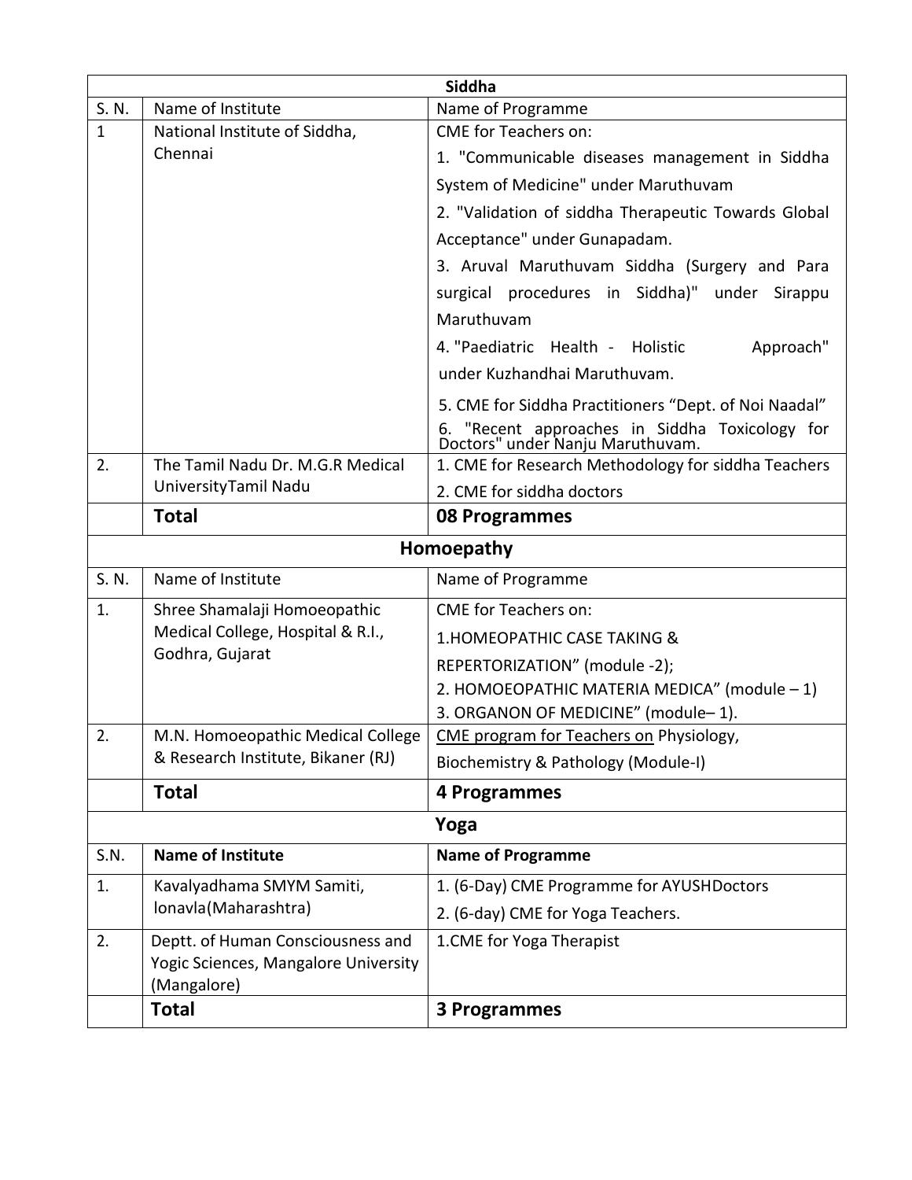| Siddha | | |
|---|---|---|
| S. N. | Name of Institute | Name of Programme |
| 1 | National Institute of Siddha, Chennai | CME for Teachers on:<br>1. "Communicable diseases management in Siddha System of Medicine" under Maruthuvam<br>2. "Validation of siddha Therapeutic Towards Global Acceptance" under Gunapadam.<br>3. Aruval Maruthuvam Siddha (Surgery and Para surgical procedures in Siddha)" under Sirappu Maruthuvam<br>4. "Paediatric Health - Holistic Approach" under Kuzhandhai Maruthuvam.<br>5. CME for Siddha Practitioners "Dept. of Noi Naadal"<br>6. "Recent approaches in Siddha Toxicology for Doctors" under Nanju Maruthuvam. |
| 2. | The Tamil Nadu Dr. M.G.R Medical UniversityTamil Nadu | 1. CME for Research Methodology for siddha Teachers<br>2. CME for siddha doctors |
| | **Total** | **08 Programmes** |

| Homoepathy | | |
|---|---|---|
| S. N. | Name of Institute | Name of Programme |
| 1. | Shree Shamalaji Homoeopathic Medical College, Hospital & R.I., Godhra, Gujarat | CME for Teachers on:<br>1.HOMEOPATHIC CASE TAKING & REPERTORIZATION" (module -2);<br>2. HOMOEOPATHIC MATERIA MEDICA" (module – 1)<br>3. ORGANON OF MEDICINE" (module– 1). |
| 2. | M.N. Homoeopathic Medical College & Research Institute, Bikaner (RJ) | CME program for Teachers on Physiology, Biochemistry & Pathology (Module-I) |
| | **Total** | **4 Programmes** |

| Yoga | | |
|---|---|---|
| S.N. | **Name of Institute** | **Name of Programme** |
| 1. | Kavalyadhama SMYM Samiti, lonavla(Maharashtra) | 1. (6-Day) CME Programme for AYUSHDoctors<br>2. (6-day) CME for Yoga Teachers. |
| 2. | Deptt. of Human Consciousness and Yogic Sciences, Mangalore University (Mangalore) | 1.CME for Yoga Therapist |
| | **Total** | **3 Programmes** |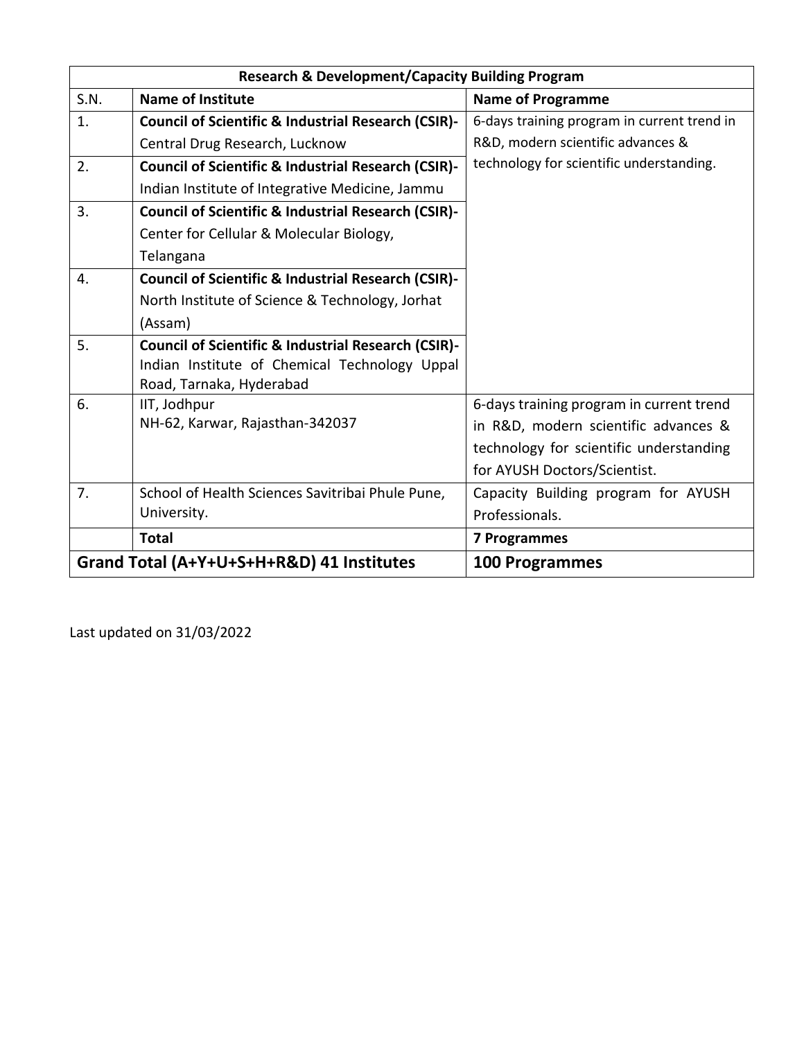| Research & Development/Capacity Building Program | | |
|---|---|---|
| **S.N.** | **Name of Institute** | **Name of Programme** |
| 1. | **Council of Scientific & Industrial Research (CSIR)-** Central Drug Research, Lucknow | 6-days training program in current trend in R&D, modern scientific advances & technology for scientific understanding. |
| 2. | **Council of Scientific & Industrial Research (CSIR)-** Indian Institute of Integrative Medicine, Jammu | |
| 3. | **Council of Scientific & Industrial Research (CSIR)-** Center for Cellular & Molecular Biology, Telangana | |
| 4. | **Council of Scientific & Industrial Research (CSIR)-** North Institute of Science & Technology, Jorhat (Assam) | |
| 5. | **Council of Scientific & Industrial Research (CSIR)-** Indian Institute of Chemical Technology Uppal Road, Tarnaka, Hyderabad | |
| 6. | IIT, Jodhpur NH-62, Karwar, Rajasthan-342037 | 6-days training program in current trend in R&D, modern scientific advances & technology for scientific understanding for AYUSH Doctors/Scientist. |
| 7. | School of Health Sciences Savitribai Phule Pune, University. | Capacity Building program for AYUSH Professionals. |
| | **Total** | **7 Programmes** |
| **Grand Total (A+Y+U+S+H+R&D) 41 Institutes** | | **100 Programmes** |

Last updated on 31/03/2022